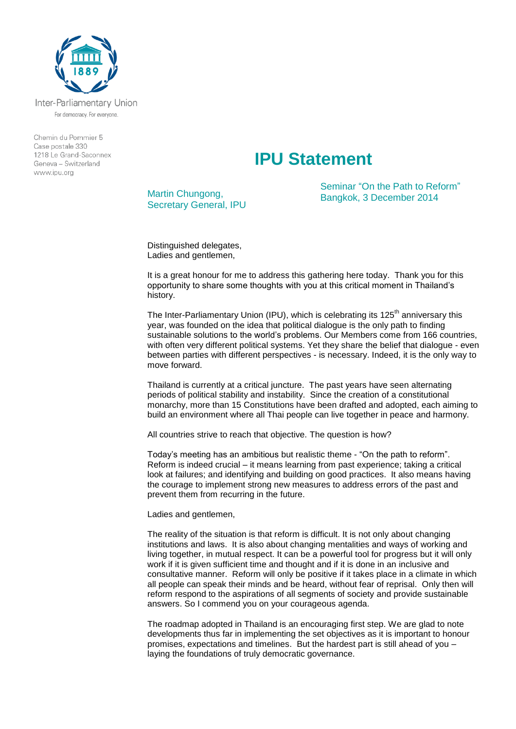Inter-Parliamentary Union

For democracy. For everyone.

Chemin du Pommier 5
Case postale 330
1218 Le Grand-Saconnex
Geneva – Switzerland
www.ipu.org

# IPU Statement

Martin Chungong,
Secretary General, IPU

Seminar "On the Path to Reform"
Bangkok, 3 December 2014

Distinguished delegates,
Ladies and gentlemen,

It is a great honour for me to address this gathering here today. Thank you for this opportunity to share some thoughts with you at this critical moment in Thailand's history.

The Inter-Parliamentary Union (IPU), which is celebrating its 125th anniversary this year, was founded on the idea that political dialogue is the only path to finding sustainable solutions to the world's problems. Our Members come from 166 countries, with often very different political systems. Yet they share the belief that dialogue - even between parties with different perspectives - is necessary. Indeed, it is the only way to move forward.

Thailand is currently at a critical juncture. The past years have seen alternating periods of political stability and instability. Since the creation of a constitutional monarchy, more than 15 Constitutions have been drafted and adopted, each aiming to build an environment where all Thai people can live together in peace and harmony.

All countries strive to reach that objective. The question is how?

Today's meeting has an ambitious but realistic theme - "On the path to reform". Reform is indeed crucial – it means learning from past experience; taking a critical look at failures; and identifying and building on good practices. It also means having the courage to implement strong new measures to address errors of the past and prevent them from recurring in the future.

Ladies and gentlemen,

The reality of the situation is that reform is difficult. It is not only about changing institutions and laws. It is also about changing mentalities and ways of working and living together, in mutual respect. It can be a powerful tool for progress but it will only work if it is given sufficient time and thought and if it is done in an inclusive and consultative manner. Reform will only be positive if it takes place in a climate in which all people can speak their minds and be heard, without fear of reprisal. Only then will reform respond to the aspirations of all segments of society and provide sustainable answers. So I commend you on your courageous agenda.

The roadmap adopted in Thailand is an encouraging first step. We are glad to note developments thus far in implementing the set objectives as it is important to honour promises, expectations and timelines. But the hardest part is still ahead of you – laying the foundations of truly democratic governance.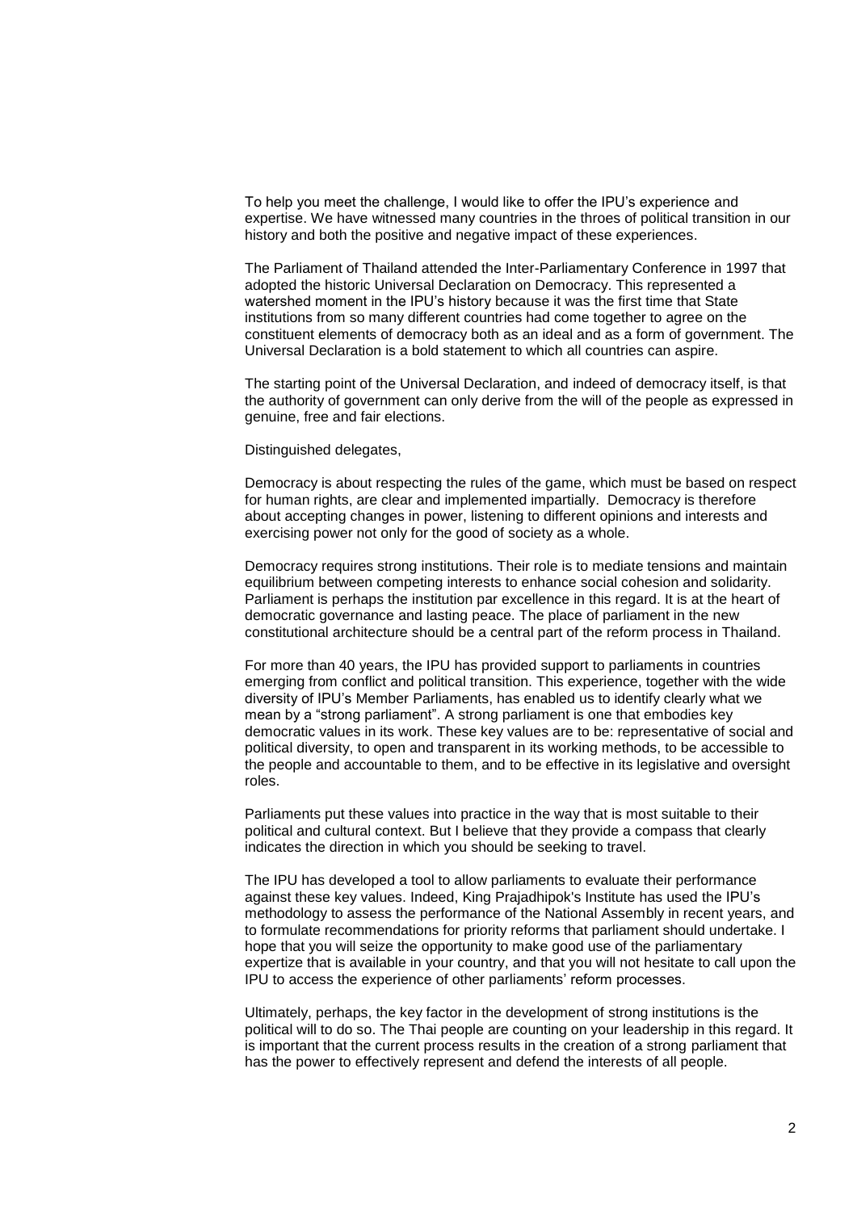To help you meet the challenge, I would like to offer the IPU's experience and expertise. We have witnessed many countries in the throes of political transition in our history and both the positive and negative impact of these experiences.

The Parliament of Thailand attended the Inter-Parliamentary Conference in 1997 that adopted the historic Universal Declaration on Democracy. This represented a watershed moment in the IPU's history because it was the first time that State institutions from so many different countries had come together to agree on the constituent elements of democracy both as an ideal and as a form of government. The Universal Declaration is a bold statement to which all countries can aspire.

The starting point of the Universal Declaration, and indeed of democracy itself, is that the authority of government can only derive from the will of the people as expressed in genuine, free and fair elections.

Distinguished delegates,

Democracy is about respecting the rules of the game, which must be based on respect for human rights, are clear and implemented impartially. Democracy is therefore about accepting changes in power, listening to different opinions and interests and exercising power not only for the good of society as a whole.

Democracy requires strong institutions. Their role is to mediate tensions and maintain equilibrium between competing interests to enhance social cohesion and solidarity. Parliament is perhaps the institution par excellence in this regard. It is at the heart of democratic governance and lasting peace. The place of parliament in the new constitutional architecture should be a central part of the reform process in Thailand.

For more than 40 years, the IPU has provided support to parliaments in countries emerging from conflict and political transition. This experience, together with the wide diversity of IPU's Member Parliaments, has enabled us to identify clearly what we mean by a "strong parliament". A strong parliament is one that embodies key democratic values in its work. These key values are to be: representative of social and political diversity, to open and transparent in its working methods, to be accessible to the people and accountable to them, and to be effective in its legislative and oversight roles.

Parliaments put these values into practice in the way that is most suitable to their political and cultural context. But I believe that they provide a compass that clearly indicates the direction in which you should be seeking to travel.

The IPU has developed a tool to allow parliaments to evaluate their performance against these key values. Indeed, King Prajadhipok's Institute has used the IPU's methodology to assess the performance of the National Assembly in recent years, and to formulate recommendations for priority reforms that parliament should undertake. I hope that you will seize the opportunity to make good use of the parliamentary expertize that is available in your country, and that you will not hesitate to call upon the IPU to access the experience of other parliaments' reform processes.

Ultimately, perhaps, the key factor in the development of strong institutions is the political will to do so. The Thai people are counting on your leadership in this regard. It is important that the current process results in the creation of a strong parliament that has the power to effectively represent and defend the interests of all people.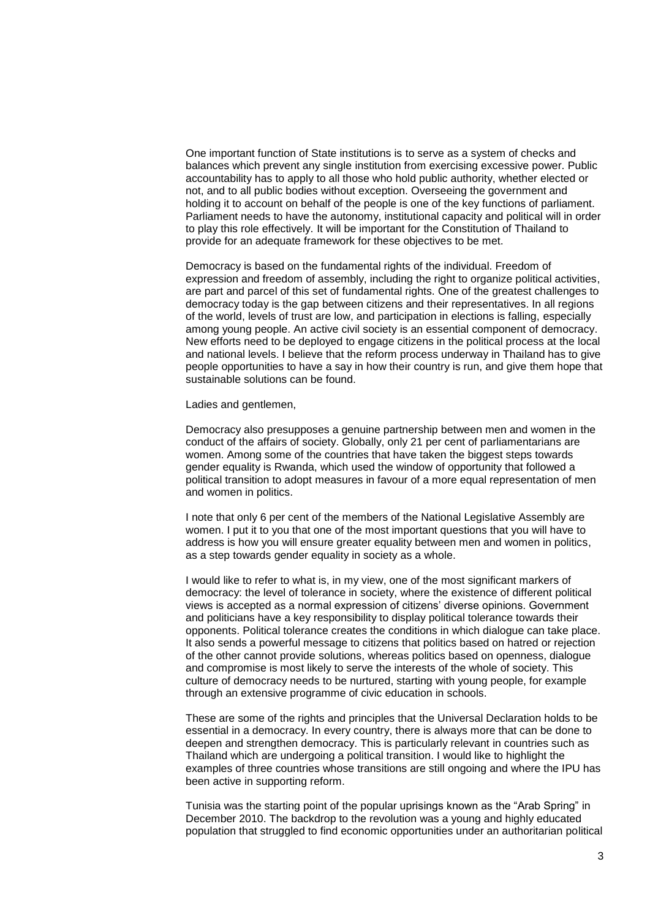One important function of State institutions is to serve as a system of checks and balances which prevent any single institution from exercising excessive power. Public accountability has to apply to all those who hold public authority, whether elected or not, and to all public bodies without exception. Overseeing the government and holding it to account on behalf of the people is one of the key functions of parliament. Parliament needs to have the autonomy, institutional capacity and political will in order to play this role effectively. It will be important for the Constitution of Thailand to provide for an adequate framework for these objectives to be met.

Democracy is based on the fundamental rights of the individual. Freedom of expression and freedom of assembly, including the right to organize political activities, are part and parcel of this set of fundamental rights. One of the greatest challenges to democracy today is the gap between citizens and their representatives. In all regions of the world, levels of trust are low, and participation in elections is falling, especially among young people. An active civil society is an essential component of democracy. New efforts need to be deployed to engage citizens in the political process at the local and national levels. I believe that the reform process underway in Thailand has to give people opportunities to have a say in how their country is run, and give them hope that sustainable solutions can be found.

Ladies and gentlemen,

Democracy also presupposes a genuine partnership between men and women in the conduct of the affairs of society. Globally, only 21 per cent of parliamentarians are women. Among some of the countries that have taken the biggest steps towards gender equality is Rwanda, which used the window of opportunity that followed a political transition to adopt measures in favour of a more equal representation of men and women in politics.

I note that only 6 per cent of the members of the National Legislative Assembly are women. I put it to you that one of the most important questions that you will have to address is how you will ensure greater equality between men and women in politics, as a step towards gender equality in society as a whole.

I would like to refer to what is, in my view, one of the most significant markers of democracy: the level of tolerance in society, where the existence of different political views is accepted as a normal expression of citizens' diverse opinions. Government and politicians have a key responsibility to display political tolerance towards their opponents. Political tolerance creates the conditions in which dialogue can take place. It also sends a powerful message to citizens that politics based on hatred or rejection of the other cannot provide solutions, whereas politics based on openness, dialogue and compromise is most likely to serve the interests of the whole of society. This culture of democracy needs to be nurtured, starting with young people, for example through an extensive programme of civic education in schools.

These are some of the rights and principles that the Universal Declaration holds to be essential in a democracy. In every country, there is always more that can be done to deepen and strengthen democracy. This is particularly relevant in countries such as Thailand which are undergoing a political transition. I would like to highlight the examples of three countries whose transitions are still ongoing and where the IPU has been active in supporting reform.

Tunisia was the starting point of the popular uprisings known as the "Arab Spring" in December 2010. The backdrop to the revolution was a young and highly educated population that struggled to find economic opportunities under an authoritarian political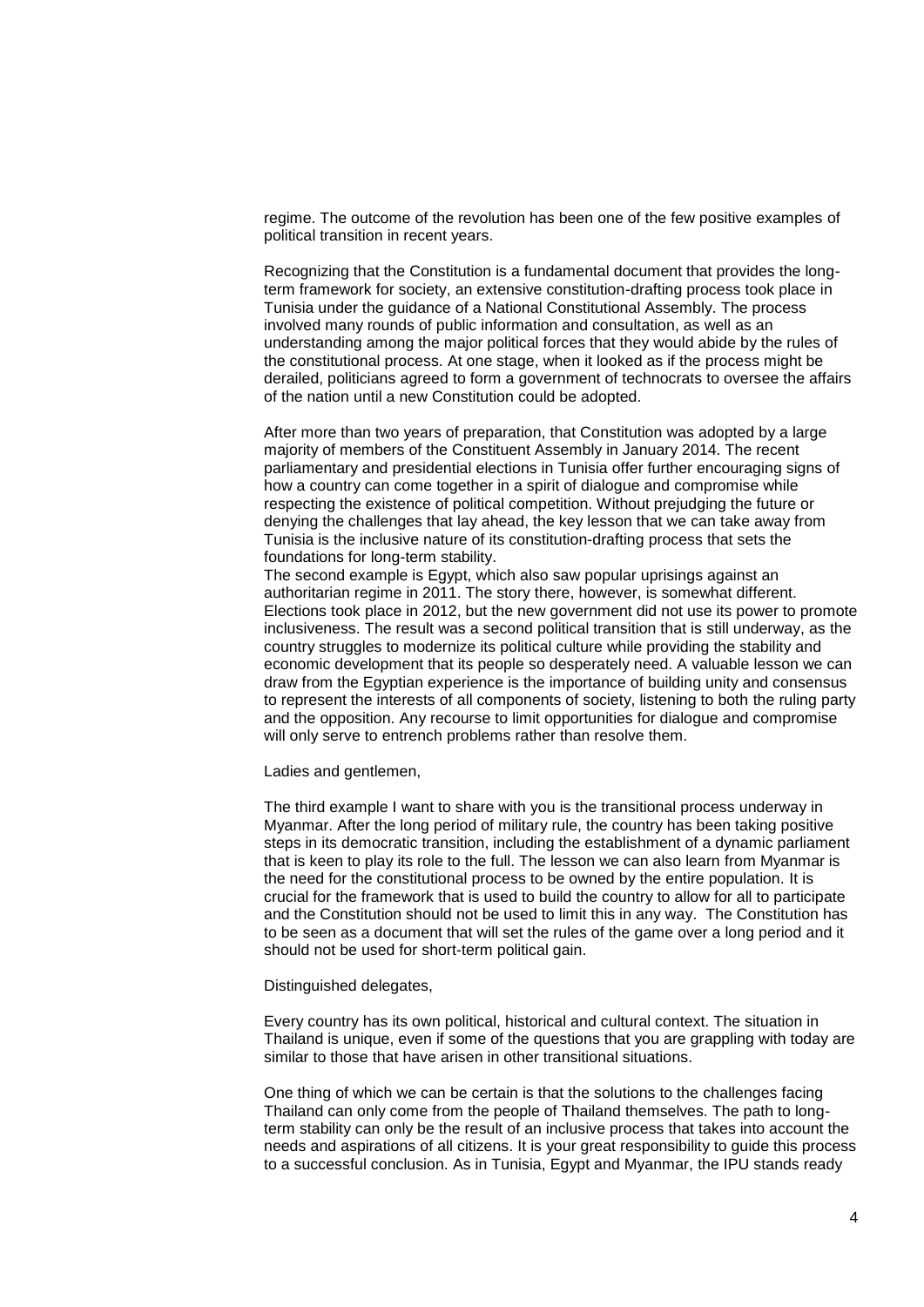regime. The outcome of the revolution has been one of the few positive examples of political transition in recent years.

Recognizing that the Constitution is a fundamental document that provides the long-term framework for society, an extensive constitution-drafting process took place in Tunisia under the guidance of a National Constitutional Assembly. The process involved many rounds of public information and consultation, as well as an understanding among the major political forces that they would abide by the rules of the constitutional process. At one stage, when it looked as if the process might be derailed, politicians agreed to form a government of technocrats to oversee the affairs of the nation until a new Constitution could be adopted.

After more than two years of preparation, that Constitution was adopted by a large majority of members of the Constituent Assembly in January 2014. The recent parliamentary and presidential elections in Tunisia offer further encouraging signs of how a country can come together in a spirit of dialogue and compromise while respecting the existence of political competition. Without prejudging the future or denying the challenges that lay ahead, the key lesson that we can take away from Tunisia is the inclusive nature of its constitution-drafting process that sets the foundations for long-term stability.

The second example is Egypt, which also saw popular uprisings against an authoritarian regime in 2011. The story there, however, is somewhat different. Elections took place in 2012, but the new government did not use its power to promote inclusiveness. The result was a second political transition that is still underway, as the country struggles to modernize its political culture while providing the stability and economic development that its people so desperately need. A valuable lesson we can draw from the Egyptian experience is the importance of building unity and consensus to represent the interests of all components of society, listening to both the ruling party and the opposition. Any recourse to limit opportunities for dialogue and compromise will only serve to entrench problems rather than resolve them.

Ladies and gentlemen,

The third example I want to share with you is the transitional process underway in Myanmar. After the long period of military rule, the country has been taking positive steps in its democratic transition, including the establishment of a dynamic parliament that is keen to play its role to the full. The lesson we can also learn from Myanmar is the need for the constitutional process to be owned by the entire population. It is crucial for the framework that is used to build the country to allow for all to participate and the Constitution should not be used to limit this in any way. The Constitution has to be seen as a document that will set the rules of the game over a long period and it should not be used for short-term political gain.

Distinguished delegates,

Every country has its own political, historical and cultural context. The situation in Thailand is unique, even if some of the questions that you are grappling with today are similar to those that have arisen in other transitional situations.

One thing of which we can be certain is that the solutions to the challenges facing Thailand can only come from the people of Thailand themselves. The path to long-term stability can only be the result of an inclusive process that takes into account the needs and aspirations of all citizens. It is your great responsibility to guide this process to a successful conclusion. As in Tunisia, Egypt and Myanmar, the IPU stands ready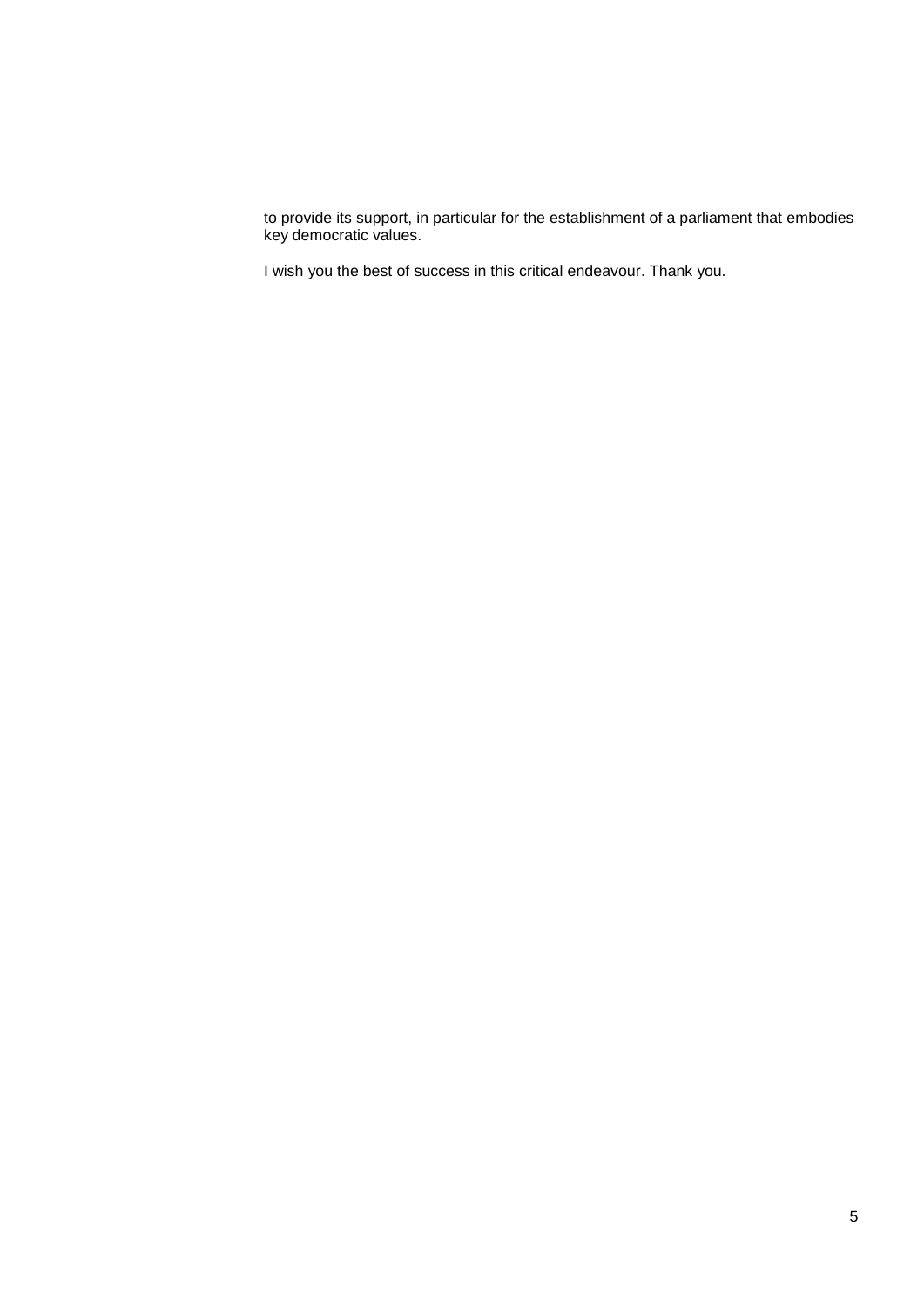to provide its support, in particular for the establishment of a parliament that embodies key democratic values.

I wish you the best of success in this critical endeavour. Thank you.